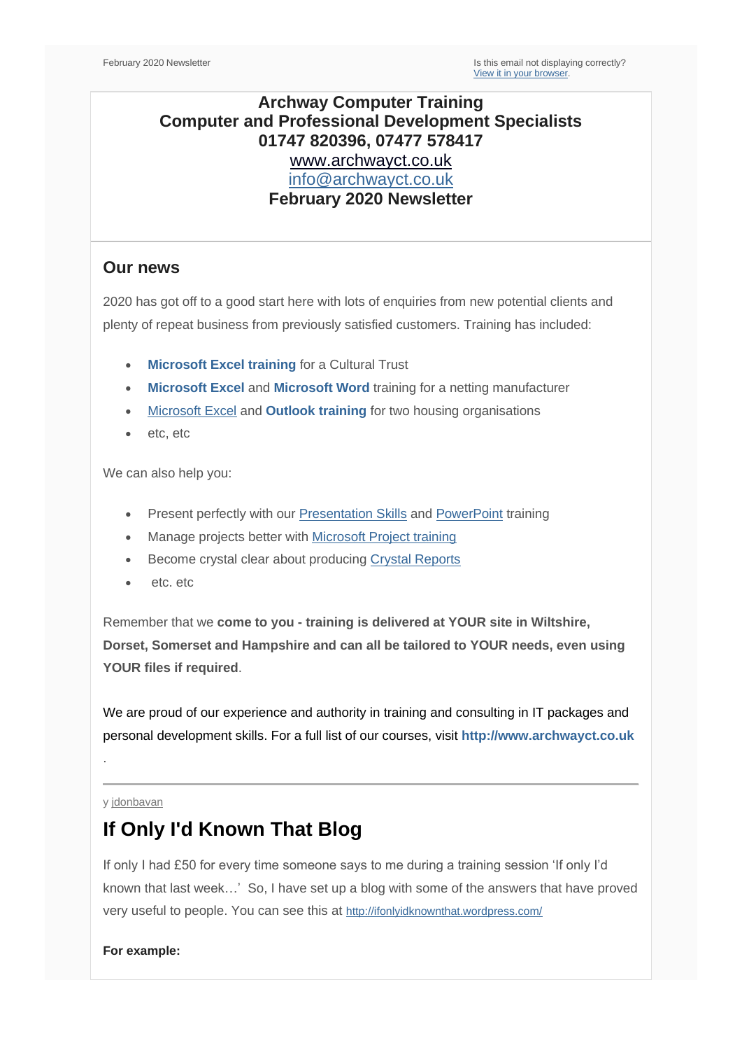February 2020 Newsletter

Is this email not displaying correctly?
View it in your browser.

**Archway Computer Training**
**Computer and Professional Development Specialists**
**01747 820396, 07477 578417**
www.archwayct.co.uk
info@archwayct.co.uk
**February 2020 Newsletter**

## Our news

2020 has got off to a good start here with lots of enquiries from new potential clients and plenty of repeat business from previously satisfied customers. Training has included:

- **Microsoft Excel training** for a Cultural Trust
- **Microsoft Excel** and **Microsoft Word** training for a netting manufacturer
- Microsoft Excel and **Outlook training** for two housing organisations
- etc, etc

We can also help you:

- Present perfectly with our Presentation Skills and PowerPoint training
- Manage projects better with Microsoft Project training
- Become crystal clear about producing Crystal Reports
- etc. etc

Remember that we **come to you - training is delivered at YOUR site in Wiltshire, Dorset, Somerset and Hampshire and can all be tailored to YOUR needs, even using YOUR files if required**.

We are proud of our experience and authority in training and consulting in IT packages and personal development skills. For a full list of our courses, visit **http://www.archwayct.co.uk**

.

---

y jdonbavan

# If Only I'd Known That Blog

If only I had £50 for every time someone says to me during a training session 'If only I'd known that last week…' So, I have set up a blog with some of the answers that have proved very useful to people. You can see this at http://ifonlyidknownthat.wordpress.com/

**For example:**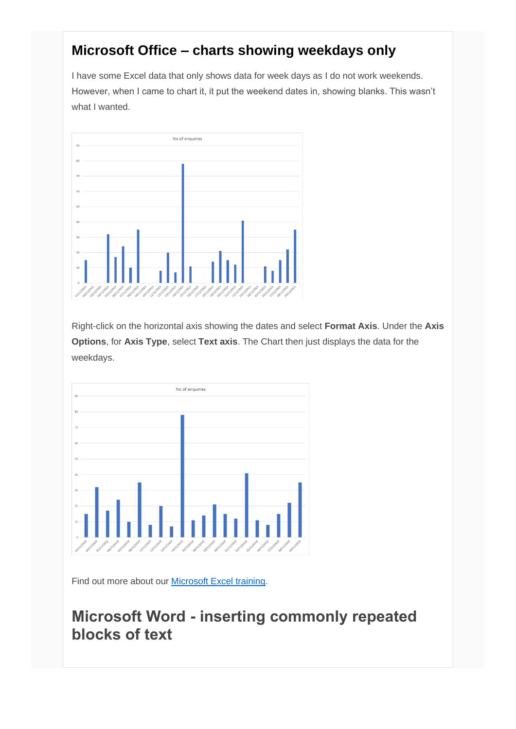## Microsoft Office – charts showing weekdays only

I have some Excel data that only shows data for week days as I do not work weekends. However, when I came to chart it, it put the weekend dates in, showing blanks. This wasn't what I wanted.

Right-click on the horizontal axis showing the dates and select **Format Axis**. Under the **Axis Options**, for **Axis Type**, select **Text axis**. The Chart then just displays the data for the weekdays.

Find out more about our [Microsoft Excel training](Microsoft Excel training).

## Microsoft Word - inserting commonly repeated blocks of text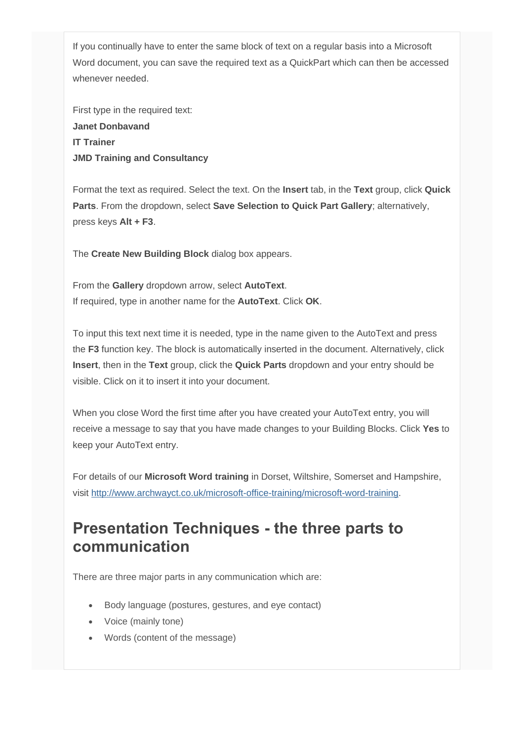If you continually have to enter the same block of text on a regular basis into a Microsoft Word document, you can save the required text as a QuickPart which can then be accessed whenever needed.

First type in the required text:
**Janet Donbavand**
**IT Trainer**
**JMD Training and Consultancy**

Format the text as required. Select the text. On the **Insert** tab, in the **Text** group, click **Quick Parts**. From the dropdown, select **Save Selection to Quick Part Gallery**; alternatively, press keys **Alt + F3**.

The **Create New Building Block** dialog box appears.

From the **Gallery** dropdown arrow, select **AutoText**.
If required, type in another name for the **AutoText**. Click **OK**.

To input this text next time it is needed, type in the name given to the AutoText and press the **F3** function key. The block is automatically inserted in the document. Alternatively, click **Insert**, then in the **Text** group, click the **Quick Parts** dropdown and your entry should be visible. Click on it to insert it into your document.

When you close Word the first time after you have created your AutoText entry, you will receive a message to say that you have made changes to your Building Blocks. Click **Yes** to keep your AutoText entry.

For details of our **Microsoft Word training** in Dorset, Wiltshire, Somerset and Hampshire, visit [http://www.archwayct.co.uk/microsoft-office-training/microsoft-word-training](http://www.archwayct.co.uk/microsoft-office-training/microsoft-word-training).

## Presentation Techniques - the three parts to communication

There are three major parts in any communication which are:

- Body language (postures, gestures, and eye contact)
- Voice (mainly tone)
- Words (content of the message)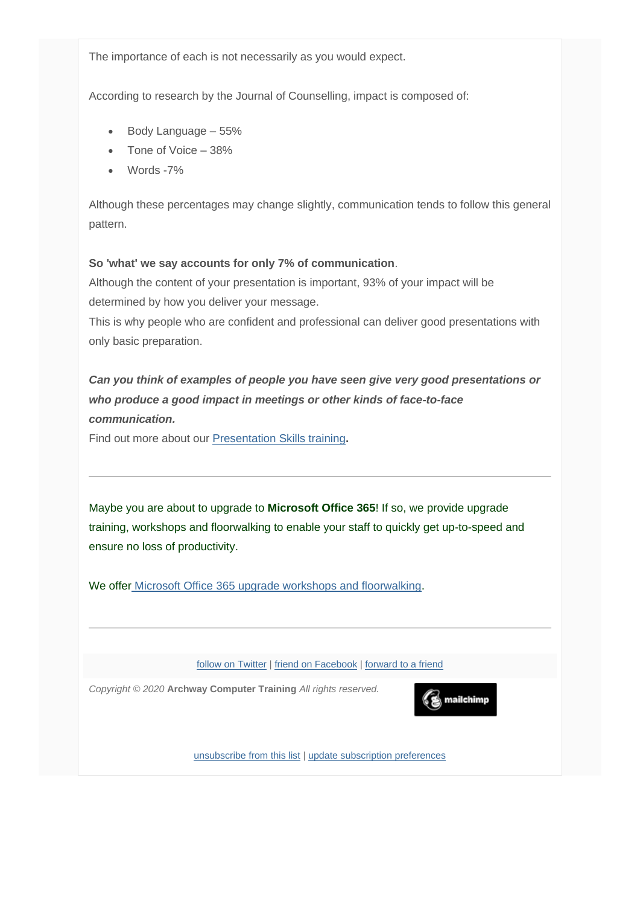The importance of each is not necessarily as you would expect.

According to research by the Journal of Counselling, impact is composed of:

- Body Language – 55%
- Tone of Voice – 38%
- Words -7%

Although these percentages may change slightly, communication tends to follow this general pattern.

**So 'what' we say accounts for only 7% of communication**.
Although the content of your presentation is important, 93% of your impact will be determined by how you deliver your message.
This is why people who are confident and professional can deliver good presentations with only basic preparation.

***Can you think of examples of people you have seen give very good presentations or who produce a good impact in meetings or other kinds of face-to-face communication.***
Find out more about our Presentation Skills training**.**

---

Maybe you are about to upgrade to **Microsoft Office 365**! If so, we provide upgrade training, workshops and floorwalking to enable your staff to quickly get up-to-speed and ensure no loss of productivity.

We offer Microsoft Office 365 upgrade workshops and floorwalking.

---

follow on Twitter | friend on Facebook | forward to a friend

*Copyright © 2020* **Archway Computer Training** *All rights reserved.*

mailchimp

unsubscribe from this list | update subscription preferences